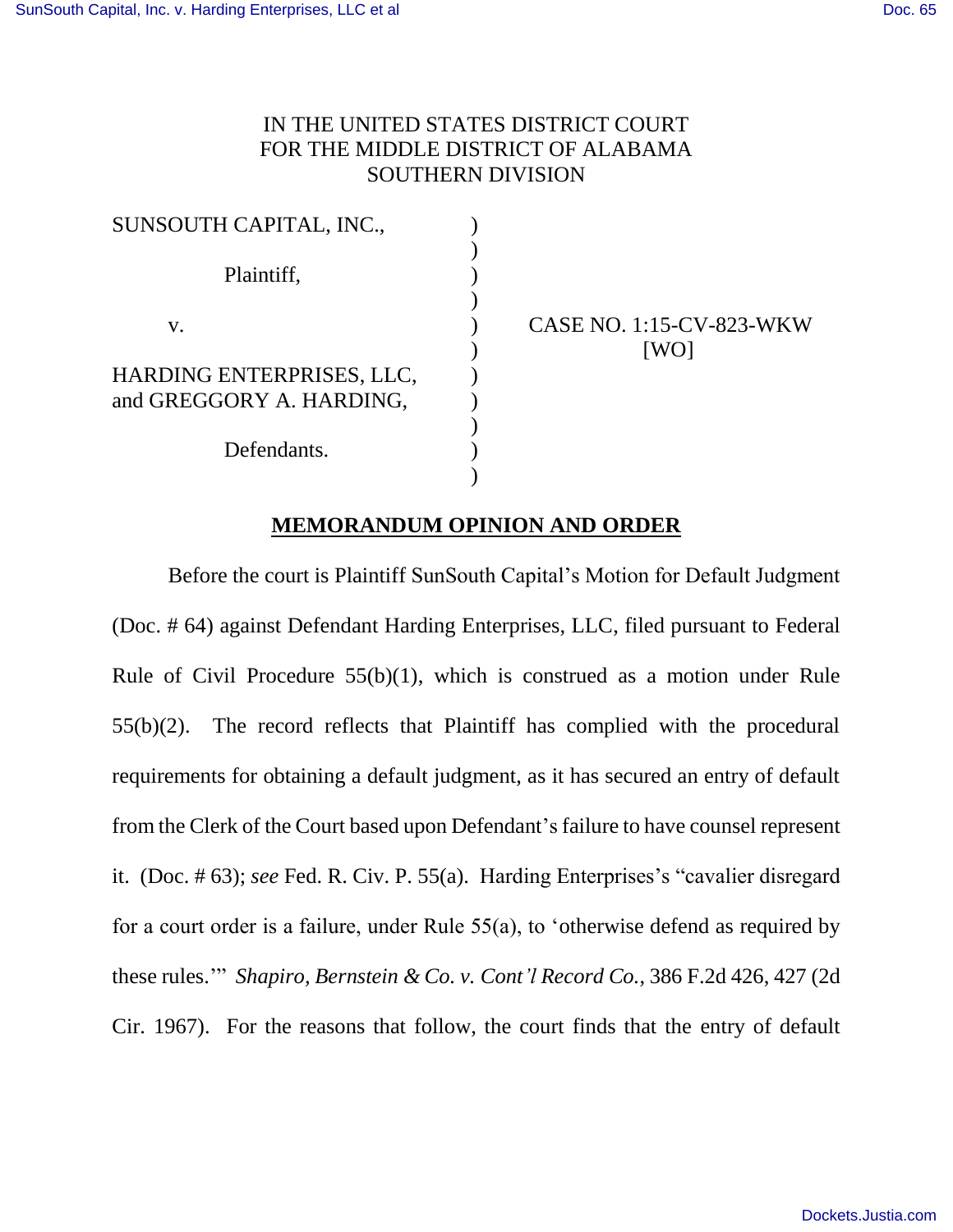IN THE UNITED STATES DISTRICT COURT
FOR THE MIDDLE DISTRICT OF ALABAMA
SOUTHERN DIVISION

| | | |
|---|---|---|
| SUNSOUTH CAPITAL, INC., Plaintiff, | ) | |
| v. | ) | CASE NO. 1:15-CV-823-WKW [WO] |
| HARDING ENTERPRISES, LLC, and GREGGORY A. HARDING, Defendants. | ) | |

**MEMORANDUM OPINION AND ORDER**

Before the court is Plaintiff SunSouth Capital's Motion for Default Judgment (Doc. # 64) against Defendant Harding Enterprises, LLC, filed pursuant to Federal Rule of Civil Procedure 55(b)(1), which is construed as a motion under Rule 55(b)(2). The record reflects that Plaintiff has complied with the procedural requirements for obtaining a default judgment, as it has secured an entry of default from the Clerk of the Court based upon Defendant's failure to have counsel represent it. (Doc. # 63); *see* Fed. R. Civ. P. 55(a). Harding Enterprises's "cavalier disregard for a court order is a failure, under Rule 55(a), to 'otherwise defend as required by these rules.'" *Shapiro, Bernstein & Co. v. Cont'l Record Co.*, 386 F.2d 426, 427 (2d Cir. 1967). For the reasons that follow, the court finds that the entry of default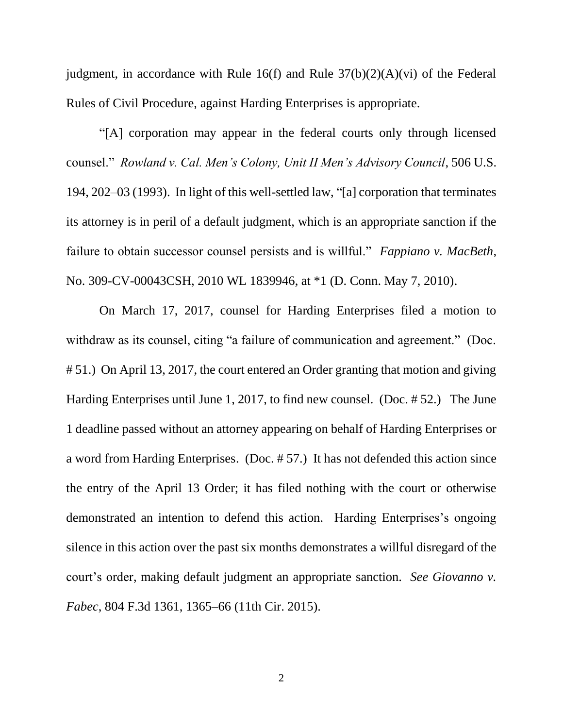judgment, in accordance with Rule 16(f) and Rule 37(b)(2)(A)(vi) of the Federal Rules of Civil Procedure, against Harding Enterprises is appropriate.

"[A] corporation may appear in the federal courts only through licensed counsel." *Rowland v. Cal. Men's Colony, Unit II Men's Advisory Council*, 506 U.S. 194, 202–03 (1993). In light of this well-settled law, "[a] corporation that terminates its attorney is in peril of a default judgment, which is an appropriate sanction if the failure to obtain successor counsel persists and is willful." *Fappiano v. MacBeth*, No. 309-CV-00043CSH, 2010 WL 1839946, at *1 (D. Conn. May 7, 2010).

On March 17, 2017, counsel for Harding Enterprises filed a motion to withdraw as its counsel, citing "a failure of communication and agreement." (Doc. # 51.) On April 13, 2017, the court entered an Order granting that motion and giving Harding Enterprises until June 1, 2017, to find new counsel. (Doc. # 52.) The June 1 deadline passed without an attorney appearing on behalf of Harding Enterprises or a word from Harding Enterprises. (Doc. # 57.) It has not defended this action since the entry of the April 13 Order; it has filed nothing with the court or otherwise demonstrated an intention to defend this action. Harding Enterprises's ongoing silence in this action over the past six months demonstrates a willful disregard of the court's order, making default judgment an appropriate sanction. *See Giovanno v. Fabec*, 804 F.3d 1361, 1365–66 (11th Cir. 2015).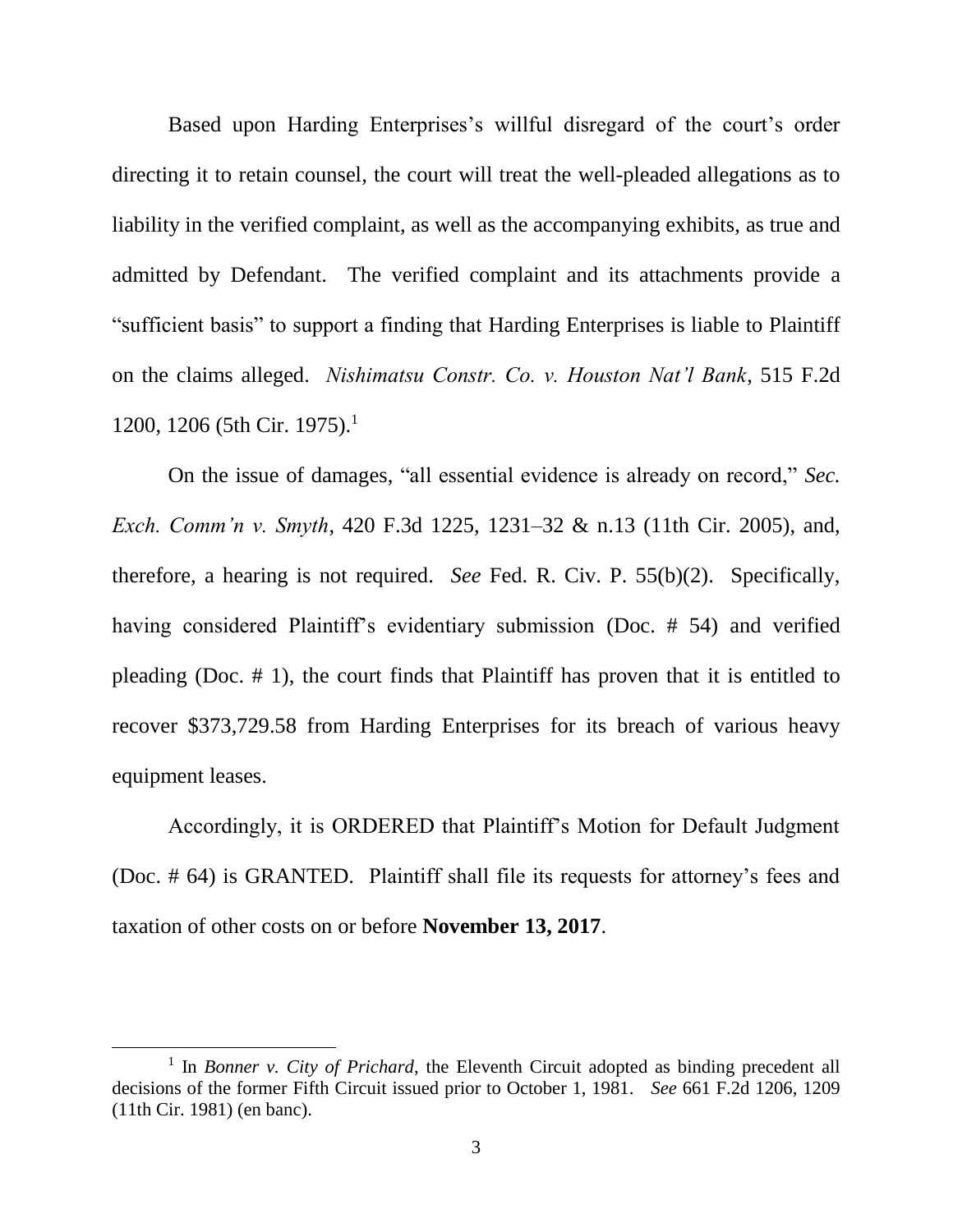Based upon Harding Enterprises's willful disregard of the court's order directing it to retain counsel, the court will treat the well-pleaded allegations as to liability in the verified complaint, as well as the accompanying exhibits, as true and admitted by Defendant. The verified complaint and its attachments provide a "sufficient basis" to support a finding that Harding Enterprises is liable to Plaintiff on the claims alleged. *Nishimatsu Constr. Co. v. Houston Nat'l Bank*, 515 F.2d 1200, 1206 (5th Cir. 1975).[1]

On the issue of damages, "all essential evidence is already on record," *Sec. Exch. Comm'n v. Smyth*, 420 F.3d 1225, 1231–32 & n.13 (11th Cir. 2005), and, therefore, a hearing is not required. *See* Fed. R. Civ. P. 55(b)(2). Specifically, having considered Plaintiff's evidentiary submission (Doc. # 54) and verified pleading (Doc. # 1), the court finds that Plaintiff has proven that it is entitled to recover $373,729.58 from Harding Enterprises for its breach of various heavy equipment leases.

Accordingly, it is ORDERED that Plaintiff's Motion for Default Judgment (Doc. # 64) is GRANTED. Plaintiff shall file its requests for attorney's fees and taxation of other costs on or before **November 13, 2017**.

---

[1] In *Bonner v. City of Prichard*, the Eleventh Circuit adopted as binding precedent all decisions of the former Fifth Circuit issued prior to October 1, 1981. *See* 661 F.2d 1206, 1209 (11th Cir. 1981) (en banc).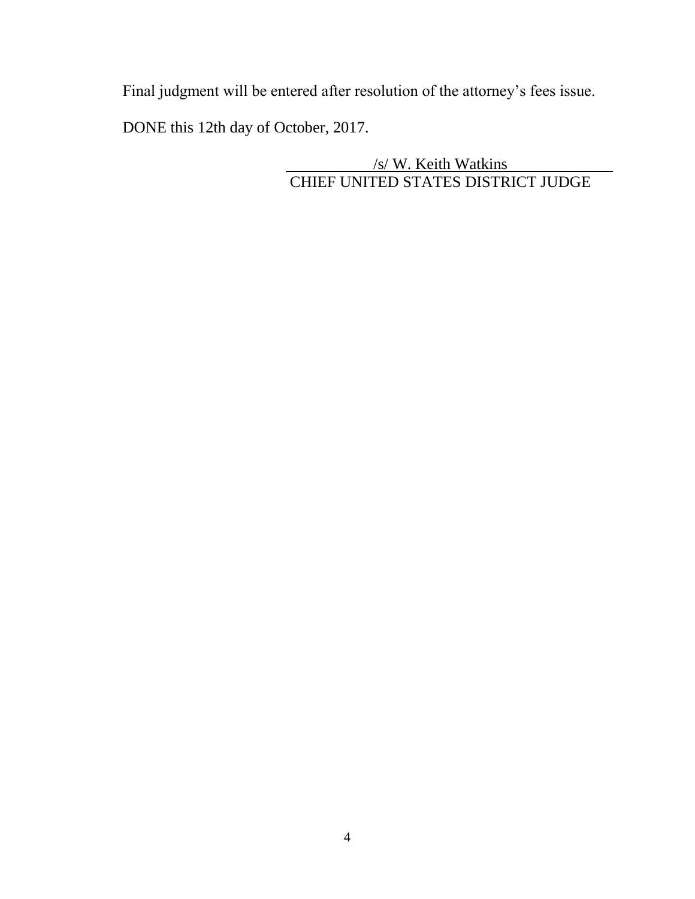Final judgment will be entered after resolution of the attorney's fees issue.

DONE this 12th day of October, 2017.

/s/ W. Keith Watkins
CHIEF UNITED STATES DISTRICT JUDGE